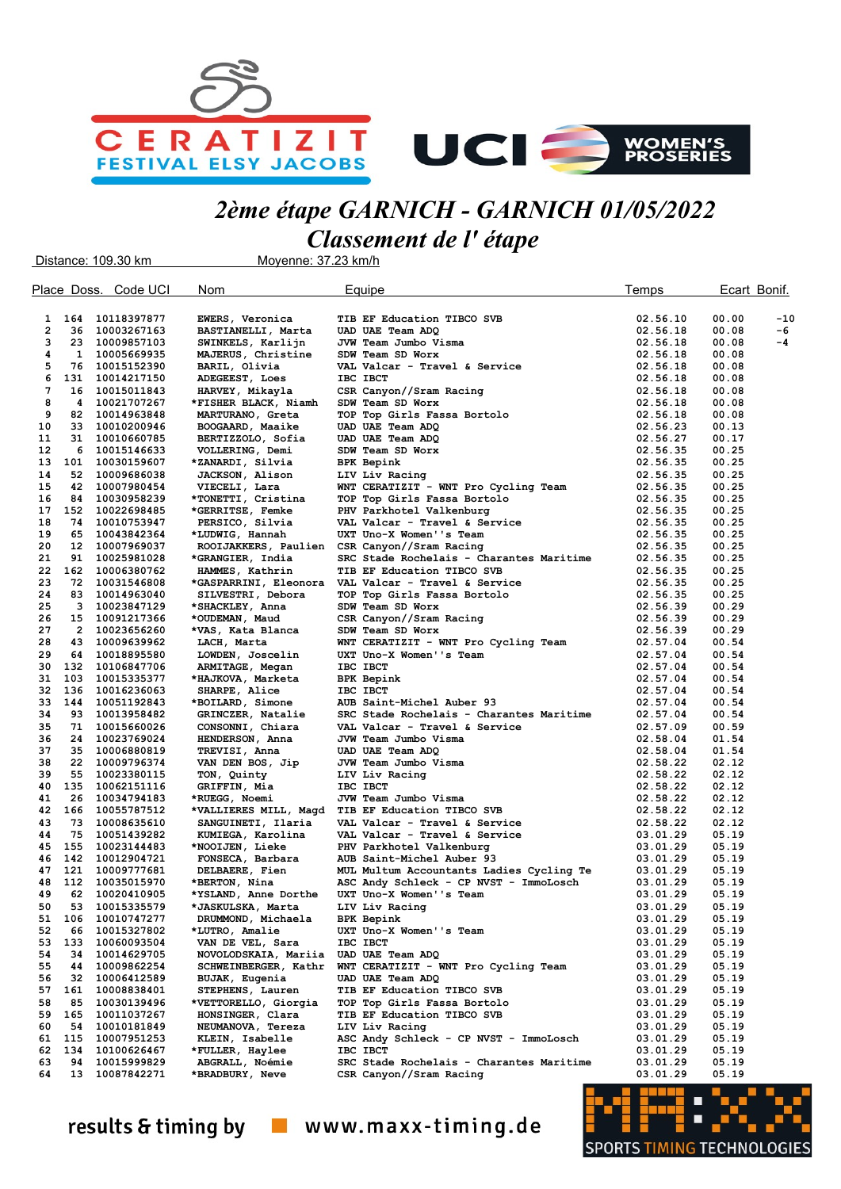# 2ème étape GARNICH - GARNICH 01/05/2022

## Classement de l' étape

Distance: 109.30 km　　　　Moyenne: 37.23 km/h

| Place | Doss. | Code UCI | Nom | Equipe | Temps | Ecart | Bonif. |
|---|---|---|---|---|---|---|---|
| 1 | 164 | 10118397877 | EWERS, Veronica | TIB EF Education TIBCO SVB | 02.56.10 | 00.00 | -10 |
| 2 | 36 | 10003267163 | BASTIANELLI, Marta | UAD UAE Team ADQ | 02.56.18 | 00.08 | -6 |
| 3 | 23 | 10009857103 | SWINKELS, Karlijn | JVW Team Jumbo Visma | 02.56.18 | 00.08 | -4 |
| 4 | 1 | 10005669935 | MAJERUS, Christine | SDW Team SD Worx | 02.56.18 | 00.08 | |
| 5 | 76 | 10015152390 | BARIL, Olivia | VAL Valcar - Travel & Service | 02.56.18 | 00.08 | |
| 6 | 131 | 10014217150 | ADEGEEST, Loes | IBC IBCT | 02.56.18 | 00.08 | |
| 7 | 16 | 10015011843 | HARVEY, Mikayla | CSR Canyon//Sram Racing | 02.56.18 | 00.08 | |
| 8 | 4 | 10021707267 | *FISHER BLACK, Niamh | SDW Team SD Worx | 02.56.18 | 00.08 | |
| 9 | 82 | 10014963848 | MARTURANO, Greta | TOP Top Girls Fassa Bortolo | 02.56.18 | 00.08 | |
| 10 | 33 | 10010200946 | BOOGAARD, Maaike | UAD UAE Team ADQ | 02.56.23 | 00.13 | |
| 11 | 31 | 10010660785 | BERTIZZOLO, Sofia | UAD UAE Team ADQ | 02.56.27 | 00.17 | |
| 12 | 6 | 10015146633 | VOLLERING, Demi | SDW Team SD Worx | 02.56.35 | 00.25 | |
| 13 | 101 | 10030159607 | *ZANARDI, Silvia | BPK Bepink | 02.56.35 | 00.25 | |
| 14 | 52 | 10009686038 | JACKSON, Alison | LIV Liv Racing | 02.56.35 | 00.25 | |
| 15 | 42 | 10007980454 | VIECELI, Lara | WNT CERATIZIT - WNT Pro Cycling Team | 02.56.35 | 00.25 | |
| 16 | 84 | 10030958239 | *TONETTI, Cristina | TOP Top Girls Fassa Bortolo | 02.56.35 | 00.25 | |
| 17 | 152 | 10022698485 | *GERRITSE, Femke | PHV Parkhotel Valkenburg | 02.56.35 | 00.25 | |
| 18 | 74 | 10010753947 | PERSICO, Silvia | VAL Valcar - Travel & Service | 02.56.35 | 00.25 | |
| 19 | 65 | 10043842364 | *LUDWIG, Hannah | UXT Uno-X Women''s Team | 02.56.35 | 00.25 | |
| 20 | 12 | 10007969037 | ROOIJAKKERS, Paulien | CSR Canyon//Sram Racing | 02.56.35 | 00.25 | |
| 21 | 91 | 10025981028 | *GRANGIER, India | SRC Stade Rochelais - Charantes Maritime | 02.56.35 | 00.25 | |
| 22 | 162 | 10006380762 | HAMMES, Kathrin | TIB EF Education TIBCO SVB | 02.56.35 | 00.25 | |
| 23 | 72 | 10031546808 | *GASPARRINI, Eleonora | VAL Valcar - Travel & Service | 02.56.35 | 00.25 | |
| 24 | 83 | 10014963040 | SILVESTRI, Debora | TOP Top Girls Fassa Bortolo | 02.56.35 | 00.25 | |
| 25 | 3 | 10023847129 | *SHACKLEY, Anna | SDW Team SD Worx | 02.56.39 | 00.29 | |
| 26 | 15 | 10091217366 | *OUDEMAN, Maud | CSR Canyon//Sram Racing | 02.56.39 | 00.29 | |
| 27 | 2 | 10023656260 | *VAS, Kata Blanca | SDW Team SD Worx | 02.56.39 | 00.29 | |
| 28 | 43 | 10009639962 | LACH, Marta | WNT CERATIZIT - WNT Pro Cycling Team | 02.57.04 | 00.54 | |
| 29 | 64 | 10018895580 | LOWDEN, Joscelin | UXT Uno-X Women''s Team | 02.57.04 | 00.54 | |
| 30 | 132 | 10106847706 | ARMITAGE, Megan | IBC IBCT | 02.57.04 | 00.54 | |
| 31 | 103 | 10015335377 | *HAJKOVA, Marketa | BPK Bepink | 02.57.04 | 00.54 | |
| 32 | 136 | 10016236063 | SHARPE, Alice | IBC IBCT | 02.57.04 | 00.54 | |
| 33 | 144 | 10051192843 | *BOILARD, Simone | AUB Saint-Michel Auber 93 | 02.57.04 | 00.54 | |
| 34 | 93 | 10013958482 | GRINCZER, Natalie | SRC Stade Rochelais - Charantes Maritime | 02.57.04 | 00.54 | |
| 35 | 71 | 10015660026 | CONSONNI, Chiara | VAL Valcar - Travel & Service | 02.57.09 | 00.59 | |
| 36 | 24 | 10023769024 | HENDERSON, Anna | JVW Team Jumbo Visma | 02.58.04 | 01.54 | |
| 37 | 35 | 10006880819 | TREVISI, Anna | UAD UAE Team ADQ | 02.58.04 | 01.54 | |
| 38 | 22 | 10009796374 | VAN DEN BOS, Jip | JVW Team Jumbo Visma | 02.58.22 | 02.12 | |
| 39 | 55 | 10023380115 | TON, Quinty | LIV Liv Racing | 02.58.22 | 02.12 | |
| 40 | 135 | 10062151116 | GRIFFIN, Mia | IBC IBCT | 02.58.22 | 02.12 | |
| 41 | 26 | 10034794183 | *RUEGG, Noemi | JVW Team Jumbo Visma | 02.58.22 | 02.12 | |
| 42 | 166 | 10055787512 | *VALLIERES MILL, Magd | TIB EF Education TIBCO SVB | 02.58.22 | 02.12 | |
| 43 | 73 | 10008635610 | SANGUINETI, Ilaria | VAL Valcar - Travel & Service | 02.58.22 | 02.12 | |
| 44 | 75 | 10051439282 | KUMIEGA, Karolina | VAL Valcar - Travel & Service | 03.01.29 | 05.19 | |
| 45 | 155 | 10023144483 | *NOOIJEN, Lieke | PHV Parkhotel Valkenburg | 03.01.29 | 05.19 | |
| 46 | 142 | 10012904721 | FONSECA, Barbara | AUB Saint-Michel Auber 93 | 03.01.29 | 05.19 | |
| 47 | 121 | 10009777681 | DELBAERE, Fien | MUL Multum Accountants Ladies Cycling Te | 03.01.29 | 05.19 | |
| 48 | 112 | 10035015970 | *BERTON, Nina | ASC Andy Schleck - CP NVST - ImmoLosch | 03.01.29 | 05.19 | |
| 49 | 62 | 10020410905 | *YSLAND, Anne Dorthe | UXT Uno-X Women''s Team | 03.01.29 | 05.19 | |
| 50 | 53 | 10015335579 | *JASKULSKA, Marta | LIV Liv Racing | 03.01.29 | 05.19 | |
| 51 | 106 | 10010747277 | DRUMMOND, Michaela | BPK Bepink | 03.01.29 | 05.19 | |
| 52 | 66 | 10015327802 | *LUTRO, Amalie | UXT Uno-X Women''s Team | 03.01.29 | 05.19 | |
| 53 | 133 | 10060093504 | VAN DE VEL, Sara | IBC IBCT | 03.01.29 | 05.19 | |
| 54 | 34 | 10014629705 | NOVOLODSKAIA, Mariia | UAD UAE Team ADQ | 03.01.29 | 05.19 | |
| 55 | 44 | 10009862254 | SCHWEINBERGER, Kathr | WNT CERATIZIT - WNT Pro Cycling Team | 03.01.29 | 05.19 | |
| 56 | 32 | 10006412589 | BUJAK, Eugenia | UAD UAE Team ADQ | 03.01.29 | 05.19 | |
| 57 | 161 | 10008838401 | STEPHENS, Lauren | TIB EF Education TIBCO SVB | 03.01.29 | 05.19 | |
| 58 | 85 | 10030139496 | *VETTORELLO, Giorgia | TOP Top Girls Fassa Bortolo | 03.01.29 | 05.19 | |
| 59 | 165 | 10011037267 | HONSINGER, Clara | TIB EF Education TIBCO SVB | 03.01.29 | 05.19 | |
| 60 | 54 | 10010181849 | NEUMANOVA, Tereza | LIV Liv Racing | 03.01.29 | 05.19 | |
| 61 | 115 | 10007951253 | KLEIN, Isabelle | ASC Andy Schleck - CP NVST - ImmoLosch | 03.01.29 | 05.19 | |
| 62 | 134 | 10100626467 | *FULLER, Haylee | IBC IBCT | 03.01.29 | 05.19 | |
| 63 | 94 | 10015999829 | ABGRALL, Noémie | SRC Stade Rochelais - Charantes Maritime | 03.01.29 | 05.19 | |
| 64 | 13 | 10087842271 | *BRADBURY, Neve | CSR Canyon//Sram Racing | 03.01.29 | 05.19 | |

results & timing by www.maxx-timing.de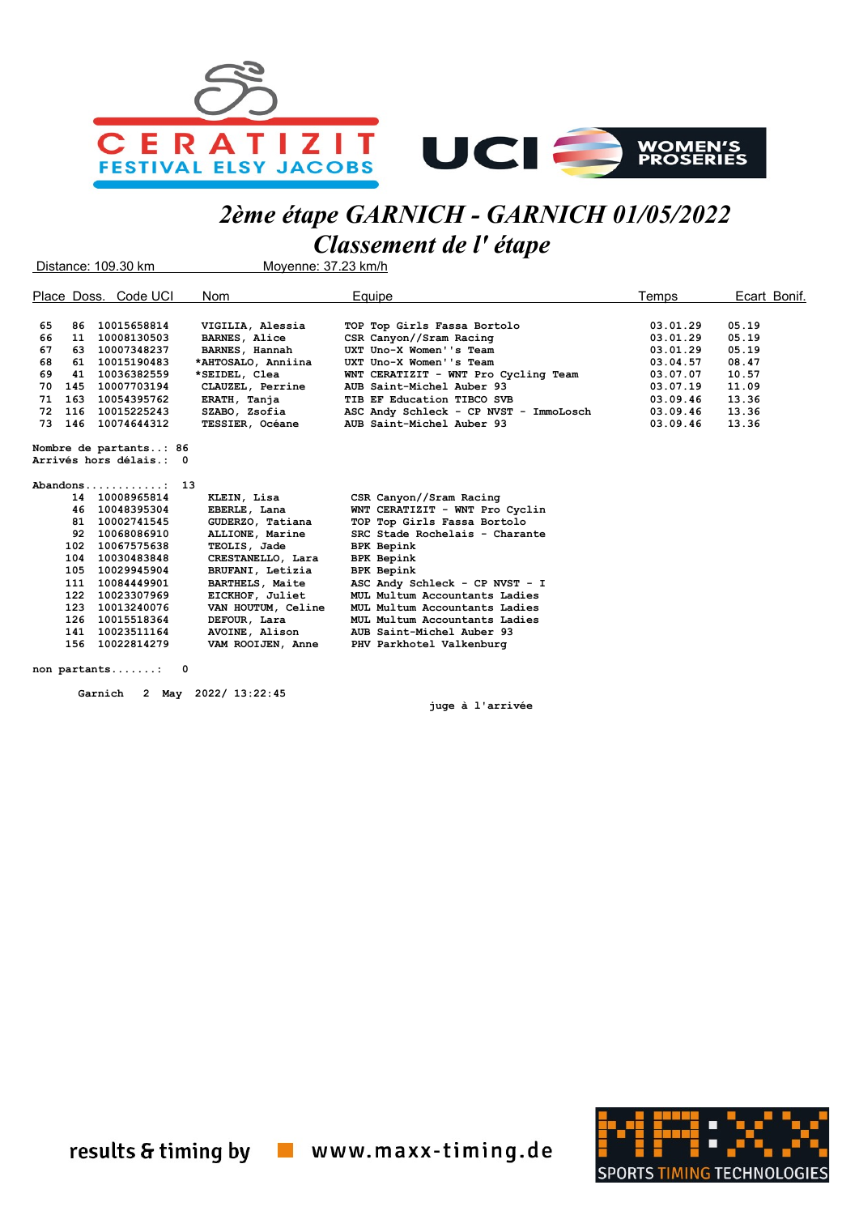# 2ème étape GARNICH - GARNICH 01/05/2022

## Classement de l' étape

Distance: 109.30 km Moyenne: 37.23 km/h

| Place | Doss. | Code UCI | Nom | Equipe | Temps | Ecart | Bonif. |
|---|---|---|---|---|---|---|---|
| 65 | 86 | 10015658814 | VIGILIA, Alessia | TOP Top Girls Fassa Bortolo | 03.01.29 | 05.19 | |
| 66 | 11 | 10008130503 | BARNES, Alice | CSR Canyon//Sram Racing | 03.01.29 | 05.19 | |
| 67 | 63 | 10007348237 | BARNES, Hannah | UXT Uno-X Women''s Team | 03.01.29 | 05.19 | |
| 68 | 61 | 10015190483 | *AHTOSALO, Anniina | UXT Uno-X Women''s Team | 03.04.57 | 08.47 | |
| 69 | 41 | 10036382559 | *SEIDEL, Clea | WNT CERATIZIT - WNT Pro Cycling Team | 03.07.07 | 10.57 | |
| 70 | 145 | 10007703194 | CLAUZEL, Perrine | AUB Saint-Michel Auber 93 | 03.07.19 | 11.09 | |
| 71 | 163 | 10054395762 | ERATH, Tanja | TIB EF Education TIBCO SVB | 03.09.46 | 13.36 | |
| 72 | 116 | 10015225243 | SZABO, Zsofia | ASC Andy Schleck - CP NVST - ImmoLosch | 03.09.46 | 13.36 | |
| 73 | 146 | 10074644312 | TESSIER, Océane | AUB Saint-Michel Auber 93 | 03.09.46 | 13.36 | |

Nombre de partants..: 86
Arrivés hors délais.: 0

Abandons............: 13

| Doss. | Code UCI | Nom | Equipe |
|---|---|---|---|
| 14 | 10008965814 | KLEIN, Lisa | CSR Canyon//Sram Racing |
| 46 | 10048395304 | EBERLE, Lana | WNT CERATIZIT - WNT Pro Cyclin |
| 81 | 10002741545 | GUDERZO, Tatiana | TOP Top Girls Fassa Bortolo |
| 92 | 10068086910 | ALLIONE, Marine | SRC Stade Rochelais - Charante |
| 102 | 10067575638 | TEOLIS, Jade | BPK Bepink |
| 104 | 10030483848 | CRESTANELLO, Lara | BPK Bepink |
| 105 | 10029945904 | BRUFANI, Letizia | BPK Bepink |
| 111 | 10084449901 | BARTHELS, Maite | ASC Andy Schleck - CP NVST - I |
| 122 | 10023307969 | EICKHOF, Juliet | MUL Multum Accountants Ladies |
| 123 | 10013240076 | VAN HOUTUM, Celine | MUL Multum Accountants Ladies |
| 126 | 10015518364 | DEFOUR, Lara | MUL Multum Accountants Ladies |
| 141 | 10023511164 | AVOINE, Alison | AUB Saint-Michel Auber 93 |
| 156 | 10022814279 | VAM ROOIJEN, Anne | PHV Parkhotel Valkenburg |

non partants.......: 0

Garnich 2 May 2022/ 13:22:45

juge à l'arrivée

results & timing by www.maxx-timing.de